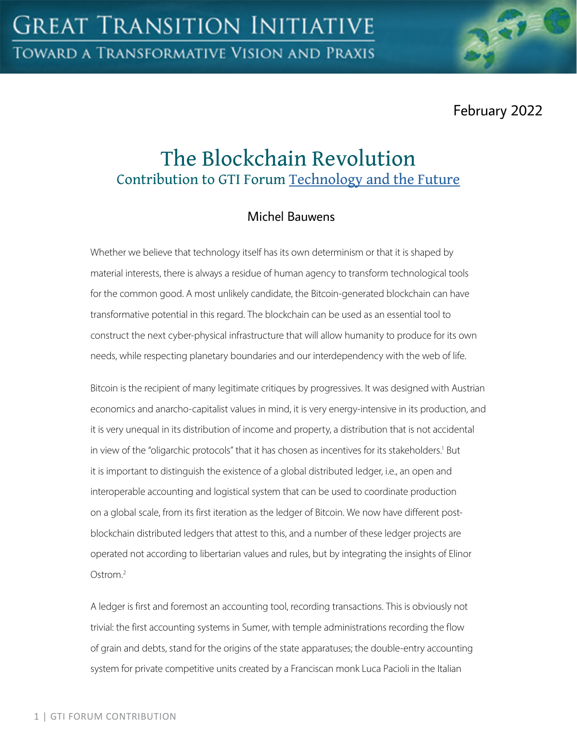February 2022

# The Blockchain Revolution

## Contribution to GTI Forum Technology and the Future

Michel Bauwens

Whether we believe that technology itself has its own determinism or that it is shaped by material interests, there is always a residue of human agency to transform technological tools for the common good. A most unlikely candidate, the Bitcoin-generated blockchain can have transformative potential in this regard. The blockchain can be used as an essential tool to construct the next cyber-physical infrastructure that will allow humanity to produce for its own needs, while respecting planetary boundaries and our interdependency with the web of life.

Bitcoin is the recipient of many legitimate critiques by progressives. It was designed with Austrian economics and anarcho-capitalist values in mind, it is very energy-intensive in its production, and it is very unequal in its distribution of income and property, a distribution that is not accidental in view of the "oligarchic protocols" that it has chosen as incentives for its stakeholders.[1] But it is important to distinguish the existence of a global distributed ledger, i.e., an open and interoperable accounting and logistical system that can be used to coordinate production on a global scale, from its first iteration as the ledger of Bitcoin. We now have different post-blockchain distributed ledgers that attest to this, and a number of these ledger projects are operated not according to libertarian values and rules, but by integrating the insights of Elinor Ostrom.[2]

A ledger is first and foremost an accounting tool, recording transactions. This is obviously not trivial: the first accounting systems in Sumer, with temple administrations recording the flow of grain and debts, stand for the origins of the state apparatuses; the double-entry accounting system for private competitive units created by a Franciscan monk Luca Pacioli in the Italian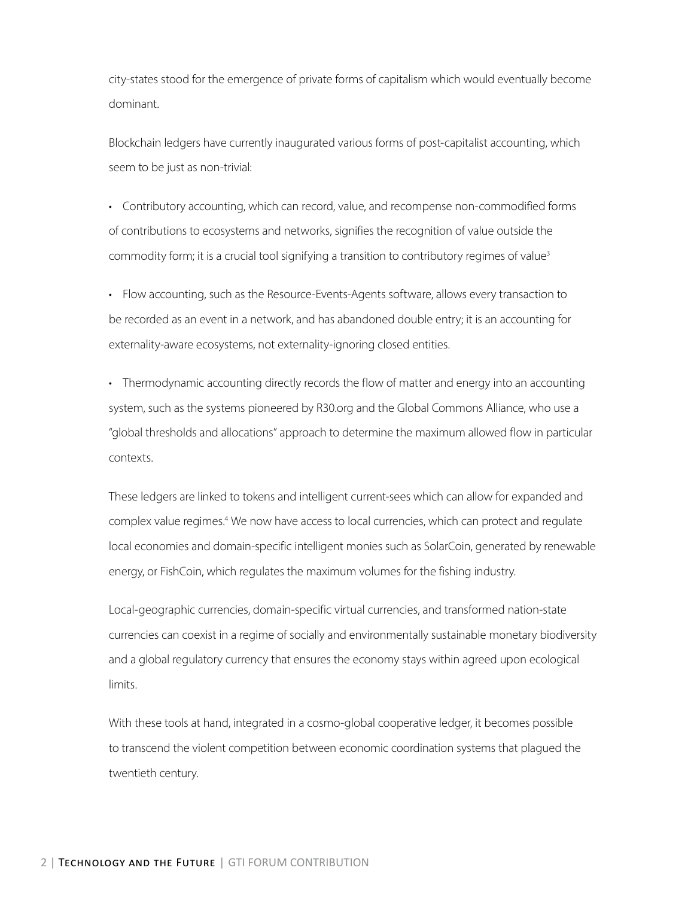city-states stood for the emergence of private forms of capitalism which would eventually become dominant.

Blockchain ledgers have currently inaugurated various forms of post-capitalist accounting, which seem to be just as non-trivial:

- Contributory accounting, which can record, value, and recompense non-commodified forms of contributions to ecosystems and networks, signifies the recognition of value outside the commodity form; it is a crucial tool signifying a transition to contributory regimes of value[3]

- Flow accounting, such as the Resource-Events-Agents software, allows every transaction to be recorded as an event in a network, and has abandoned double entry; it is an accounting for externality-aware ecosystems, not externality-ignoring closed entities.

- Thermodynamic accounting directly records the flow of matter and energy into an accounting system, such as the systems pioneered by R30.org and the Global Commons Alliance, who use a "global thresholds and allocations" approach to determine the maximum allowed flow in particular contexts.

These ledgers are linked to tokens and intelligent current-sees which can allow for expanded and complex value regimes.[4] We now have access to local currencies, which can protect and regulate local economies and domain-specific intelligent monies such as SolarCoin, generated by renewable energy, or FishCoin, which regulates the maximum volumes for the fishing industry.

Local-geographic currencies, domain-specific virtual currencies, and transformed nation-state currencies can coexist in a regime of socially and environmentally sustainable monetary biodiversity and a global regulatory currency that ensures the economy stays within agreed upon ecological limits.

With these tools at hand, integrated in a cosmo-global cooperative ledger, it becomes possible to transcend the violent competition between economic coordination systems that plagued the twentieth century.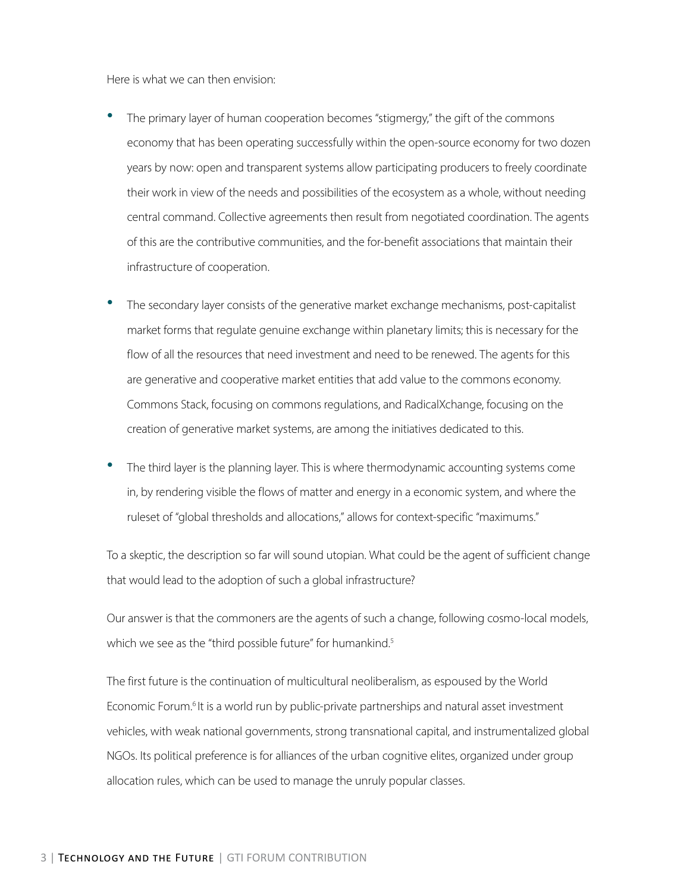Here is what we can then envision:

- The primary layer of human cooperation becomes "stigmergy," the gift of the commons economy that has been operating successfully within the open-source economy for two dozen years by now: open and transparent systems allow participating producers to freely coordinate their work in view of the needs and possibilities of the ecosystem as a whole, without needing central command. Collective agreements then result from negotiated coordination. The agents of this are the contributive communities, and the for-benefit associations that maintain their infrastructure of cooperation.

- The secondary layer consists of the generative market exchange mechanisms, post-capitalist market forms that regulate genuine exchange within planetary limits; this is necessary for the flow of all the resources that need investment and need to be renewed. The agents for this are generative and cooperative market entities that add value to the commons economy. Commons Stack, focusing on commons regulations, and RadicalXchange, focusing on the creation of generative market systems, are among the initiatives dedicated to this.

- The third layer is the planning layer. This is where thermodynamic accounting systems come in, by rendering visible the flows of matter and energy in a economic system, and where the ruleset of "global thresholds and allocations," allows for context-specific "maximums."

To a skeptic, the description so far will sound utopian. What could be the agent of sufficient change that would lead to the adoption of such a global infrastructure?

Our answer is that the commoners are the agents of such a change, following cosmo-local models, which we see as the "third possible future" for humankind.[5]

The first future is the continuation of multicultural neoliberalism, as espoused by the World Economic Forum.[6] It is a world run by public-private partnerships and natural asset investment vehicles, with weak national governments, strong transnational capital, and instrumentalized global NGOs. Its political preference is for alliances of the urban cognitive elites, organized under group allocation rules, which can be used to manage the unruly popular classes.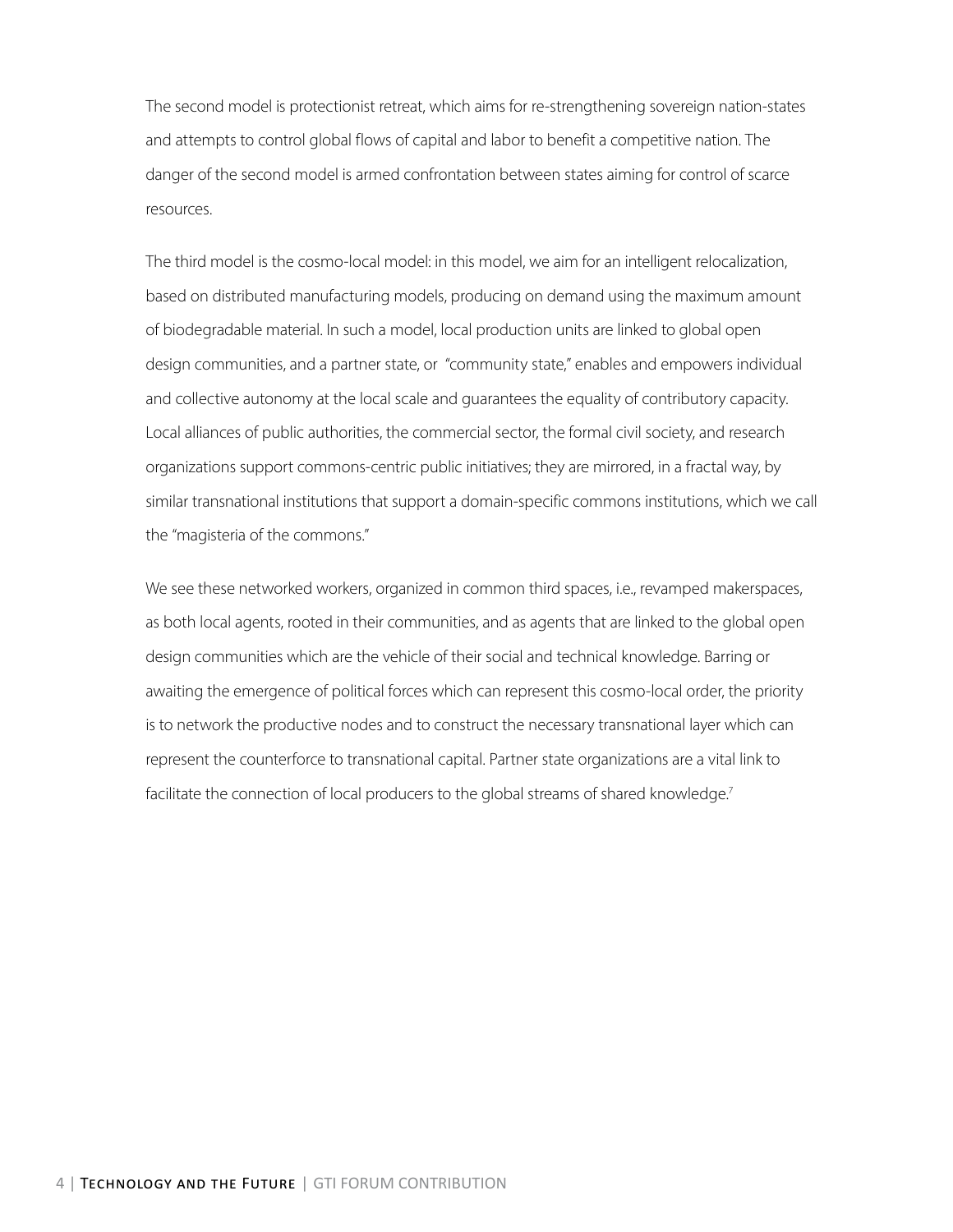The second model is protectionist retreat, which aims for re-strengthening sovereign nation-states and attempts to control global flows of capital and labor to benefit a competitive nation. The danger of the second model is armed confrontation between states aiming for control of scarce resources.

The third model is the cosmo-local model: in this model, we aim for an intelligent relocalization, based on distributed manufacturing models, producing on demand using the maximum amount of biodegradable material. In such a model, local production units are linked to global open design communities, and a partner state, or "community state," enables and empowers individual and collective autonomy at the local scale and guarantees the equality of contributory capacity. Local alliances of public authorities, the commercial sector, the formal civil society, and research organizations support commons-centric public initiatives; they are mirrored, in a fractal way, by similar transnational institutions that support a domain-specific commons institutions, which we call the "magisteria of the commons."

We see these networked workers, organized in common third spaces, i.e., revamped makerspaces, as both local agents, rooted in their communities, and as agents that are linked to the global open design communities which are the vehicle of their social and technical knowledge. Barring or awaiting the emergence of political forces which can represent this cosmo-local order, the priority is to network the productive nodes and to construct the necessary transnational layer which can represent the counterforce to transnational capital. Partner state organizations are a vital link to facilitate the connection of local producers to the global streams of shared knowledge.[7]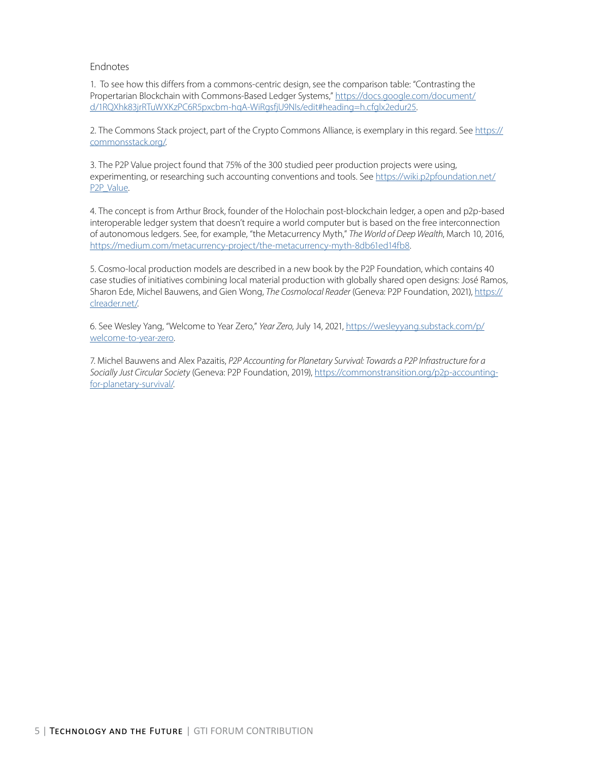Endnotes

1. To see how this differs from a commons-centric design, see the comparison table: "Contrasting the Propertarian Blockchain with Commons-Based Ledger Systems," https://docs.google.com/document/d/1RQXhk83jrRTuWXKzPC6R5pxcbm-hqA-WiRgsfjU9Nls/edit#heading=h.cfglx2edur25.

2. The Commons Stack project, part of the Crypto Commons Alliance, is exemplary in this regard. See https://commonsstack.org/.

3. The P2P Value project found that 75% of the 300 studied peer production projects were using, experimenting, or researching such accounting conventions and tools. See https://wiki.p2pfoundation.net/P2P_Value.

4. The concept is from Arthur Brock, founder of the Holochain post-blockchain ledger, a open and p2p-based interoperable ledger system that doesn't require a world computer but is based on the free interconnection of autonomous ledgers. See, for example, "the Metacurrency Myth," *The World of Deep Wealth*, March 10, 2016, https://medium.com/metacurrency-project/the-metacurrency-myth-8db61ed14fb8.

5. Cosmo-local production models are described in a new book by the P2P Foundation, which contains 40 case studies of initiatives combining local material production with globally shared open designs: José Ramos, Sharon Ede, Michel Bauwens, and Gien Wong, *The Cosmolocal Reader* (Geneva: P2P Foundation, 2021), https://clreader.net/.

6. See Wesley Yang, "Welcome to Year Zero," *Year Zero*, July 14, 2021, https://wesleyyang.substack.com/p/welcome-to-year-zero.

7. Michel Bauwens and Alex Pazaitis, *P2P Accounting for Planetary Survival: Towards a P2P Infrastructure for a Socially Just Circular Society* (Geneva: P2P Foundation, 2019), https://commonstransition.org/p2p-accounting-for-planetary-survival/.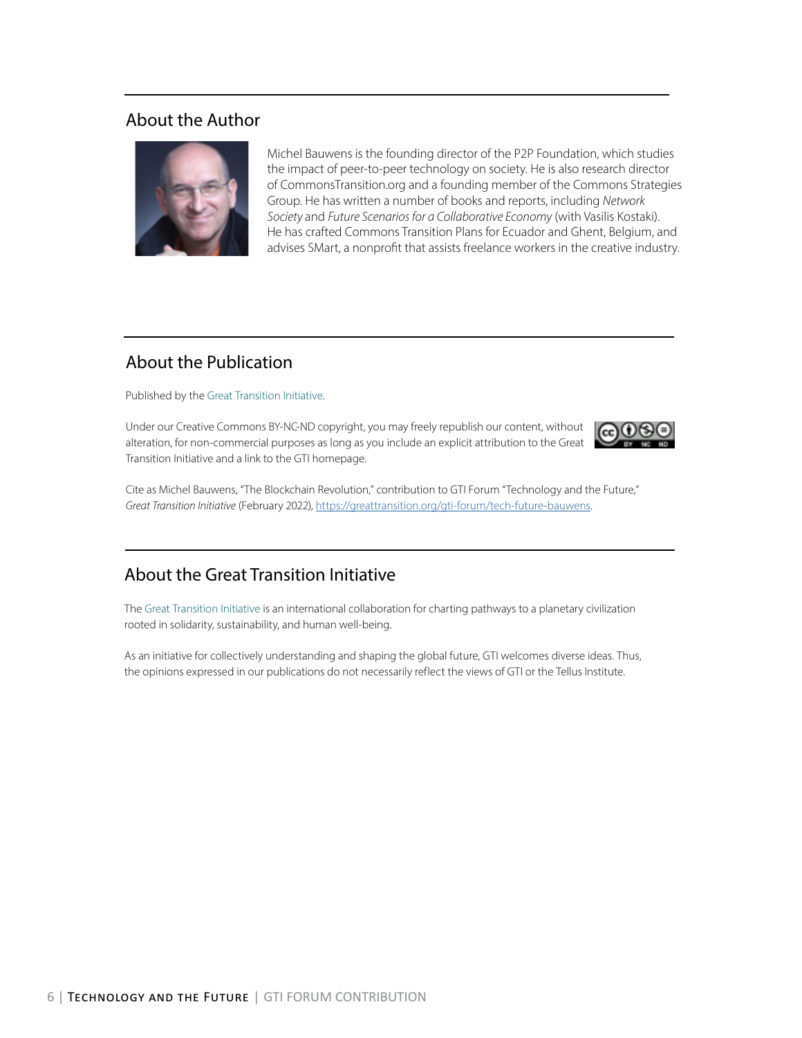## About the Author

Michel Bauwens is the founding director of the P2P Foundation, which studies the impact of peer-to-peer technology on society. He is also research director of CommonsTransition.org and a founding member of the Commons Strategies Group. He has written a number of books and reports, including *Network Society* and *Future Scenarios for a Collaborative Economy* (with Vasilis Kostaki). He has crafted Commons Transition Plans for Ecuador and Ghent, Belgium, and advises SMart, a nonprofit that assists freelance workers in the creative industry.

## About the Publication

Published by the Great Transition Initiative.

Under our Creative Commons BY-NC-ND copyright, you may freely republish our content, without alteration, for non-commercial purposes as long as you include an explicit attribution to the Great Transition Initiative and a link to the GTI homepage.

Cite as Michel Bauwens, "The Blockchain Revolution," contribution to GTI Forum "Technology and the Future," *Great Transition Initiative* (February 2022), https://greattransition.org/gti-forum/tech-future-bauwens.

## About the Great Transition Initiative

The Great Transition Initiative is an international collaboration for charting pathways to a planetary civilization rooted in solidarity, sustainability, and human well-being.

As an initiative for collectively understanding and shaping the global future, GTI welcomes diverse ideas. Thus, the opinions expressed in our publications do not necessarily reflect the views of GTI or the Tellus Institute.